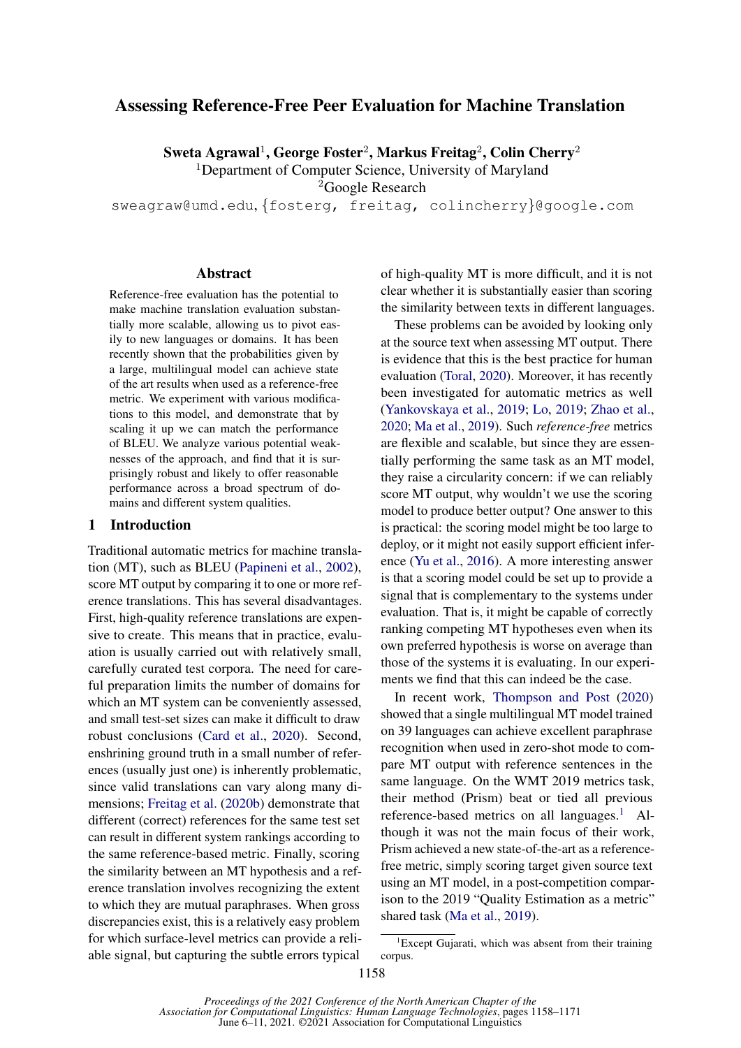# Assessing Reference-Free Peer Evaluation for Machine Translation

**Sweta Agrawal**[1], **George Foster**[2], **Markus Freitag**[2], **Colin Cherry**[2]

[1]Department of Computer Science, University of Maryland

[2]Google Research

sweagraw@umd.edu, {fosterg, freitag, colincherry}@google.com

## Abstract

Reference-free evaluation has the potential to make machine translation evaluation substantially more scalable, allowing us to pivot easily to new languages or domains. It has been recently shown that the probabilities given by a large, multilingual model can achieve state of the art results when used as a reference-free metric. We experiment with various modifications to this model, and demonstrate that by scaling it up we can match the performance of BLEU. We analyze various potential weaknesses of the approach, and find that it is surprisingly robust and likely to offer reasonable performance across a broad spectrum of domains and different system qualities.

## 1 Introduction

Traditional automatic metrics for machine translation (MT), such as BLEU (Papineni et al., 2002), score MT output by comparing it to one or more reference translations. This has several disadvantages. First, high-quality reference translations are expensive to create. This means that in practice, evaluation is usually carried out with relatively small, carefully curated test corpora. The need for careful preparation limits the number of domains for which an MT system can be conveniently assessed, and small test-set sizes can make it difficult to draw robust conclusions (Card et al., 2020). Second, enshrining ground truth in a small number of references (usually just one) is inherently problematic, since valid translations can vary along many dimensions; Freitag et al. (2020b) demonstrate that different (correct) references for the same test set can result in different system rankings according to the same reference-based metric. Finally, scoring the similarity between an MT hypothesis and a reference translation involves recognizing the extent to which they are mutual paraphrases. When gross discrepancies exist, this is a relatively easy problem for which surface-level metrics can provide a reliable signal, but capturing the subtle errors typical of high-quality MT is more difficult, and it is not clear whether it is substantially easier than scoring the similarity between texts in different languages.

These problems can be avoided by looking only at the source text when assessing MT output. There is evidence that this is the best practice for human evaluation (Toral, 2020). Moreover, it has recently been investigated for automatic metrics as well (Yankovskaya et al., 2019; Lo, 2019; Zhao et al., 2020; Ma et al., 2019). Such *reference-free* metrics are flexible and scalable, but since they are essentially performing the same task as an MT model, they raise a circularity concern: if we can reliably score MT output, why wouldn't we use the scoring model to produce better output? One answer to this is practical: the scoring model might be too large to deploy, or it might not easily support efficient inference (Yu et al., 2016). A more interesting answer is that a scoring model could be set up to provide a signal that is complementary to the systems under evaluation. That is, it might be capable of correctly ranking competing MT hypotheses even when its own preferred hypothesis is worse on average than those of the systems it is evaluating. In our experiments we find that this can indeed be the case.

In recent work, Thompson and Post (2020) showed that a single multilingual MT model trained on 39 languages can achieve excellent paraphrase recognition when used in zero-shot mode to compare MT output with reference sentences in the same language. On the WMT 2019 metrics task, their method (Prism) beat or tied all previous reference-based metrics on all languages.[1] Although it was not the main focus of their work, Prism achieved a new state-of-the-art as a reference-free metric, simply scoring target given source text using an MT model, in a post-competition comparison to the 2019 "Quality Estimation as a metric" shared task (Ma et al., 2019).

[1]Except Gujarati, which was absent from their training corpus.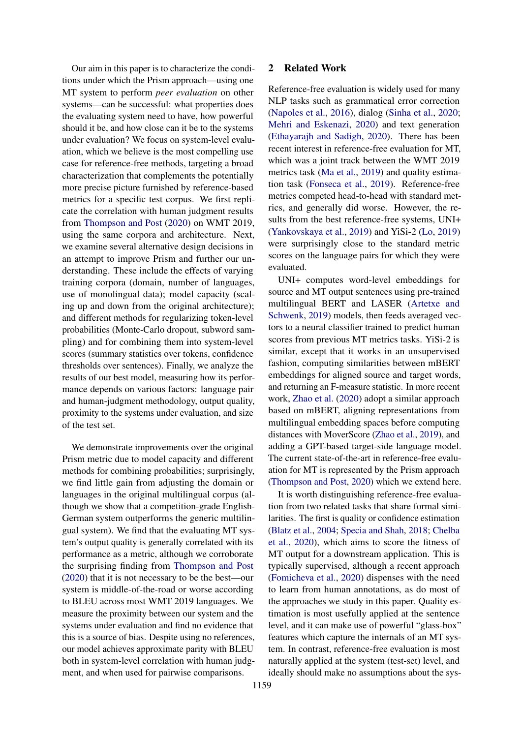Our aim in this paper is to characterize the conditions under which the Prism approach—using one MT system to perform *peer evaluation* on other systems—can be successful: what properties does the evaluating system need to have, how powerful should it be, and how close can it be to the systems under evaluation? We focus on system-level evaluation, which we believe is the most compelling use case for reference-free methods, targeting a broad characterization that complements the potentially more precise picture furnished by reference-based metrics for a specific test corpus. We first replicate the correlation with human judgment results from Thompson and Post (2020) on WMT 2019, using the same corpora and architecture. Next, we examine several alternative design decisions in an attempt to improve Prism and further our understanding. These include the effects of varying training corpora (domain, number of languages, use of monolingual data); model capacity (scaling up and down from the original architecture); and different methods for regularizing token-level probabilities (Monte-Carlo dropout, subword sampling) and for combining them into system-level scores (summary statistics over tokens, confidence thresholds over sentences). Finally, we analyze the results of our best model, measuring how its performance depends on various factors: language pair and human-judgment methodology, output quality, proximity to the systems under evaluation, and size of the test set.

We demonstrate improvements over the original Prism metric due to model capacity and different methods for combining probabilities; surprisingly, we find little gain from adjusting the domain or languages in the original multilingual corpus (although we show that a competition-grade English-German system outperforms the generic multilingual system). We find that the evaluating MT system's output quality is generally correlated with its performance as a metric, although we corroborate the surprising finding from Thompson and Post (2020) that it is not necessary to be the best—our system is middle-of-the-road or worse according to BLEU across most WMT 2019 languages. We measure the proximity between our system and the systems under evaluation and find no evidence that this is a source of bias. Despite using no references, our model achieves approximate parity with BLEU both in system-level correlation with human judgment, and when used for pairwise comparisons.

## 2 Related Work

Reference-free evaluation is widely used for many NLP tasks such as grammatical error correction (Napoles et al., 2016), dialog (Sinha et al., 2020; Mehri and Eskenazi, 2020) and text generation (Ethayarajh and Sadigh, 2020). There has been recent interest in reference-free evaluation for MT, which was a joint track between the WMT 2019 metrics task (Ma et al., 2019) and quality estimation task (Fonseca et al., 2019). Reference-free metrics competed head-to-head with standard metrics, and generally did worse. However, the results from the best reference-free systems, UNI+ (Yankovskaya et al., 2019) and YiSi-2 (Lo, 2019) were surprisingly close to the standard metric scores on the language pairs for which they were evaluated.

UNI+ computes word-level embeddings for source and MT output sentences using pre-trained multilingual BERT and LASER (Artetxe and Schwenk, 2019) models, then feeds averaged vectors to a neural classifier trained to predict human scores from previous MT metrics tasks. YiSi-2 is similar, except that it works in an unsupervised fashion, computing similarities between mBERT embeddings for aligned source and target words, and returning an F-measure statistic. In more recent work, Zhao et al. (2020) adopt a similar approach based on mBERT, aligning representations from multilingual embedding spaces before computing distances with MoverScore (Zhao et al., 2019), and adding a GPT-based target-side language model. The current state-of-the-art in reference-free evaluation for MT is represented by the Prism approach (Thompson and Post, 2020) which we extend here.

It is worth distinguishing reference-free evaluation from two related tasks that share formal similarities. The first is quality or confidence estimation (Blatz et al., 2004; Specia and Shah, 2018; Chelba et al., 2020), which aims to score the fitness of MT output for a downstream application. This is typically supervised, although a recent approach (Fomicheva et al., 2020) dispenses with the need to learn from human annotations, as do most of the approaches we study in this paper. Quality estimation is most usefully applied at the sentence level, and it can make use of powerful "glass-box" features which capture the internals of an MT system. In contrast, reference-free evaluation is most naturally applied at the system (test-set) level, and ideally should make no assumptions about the sys-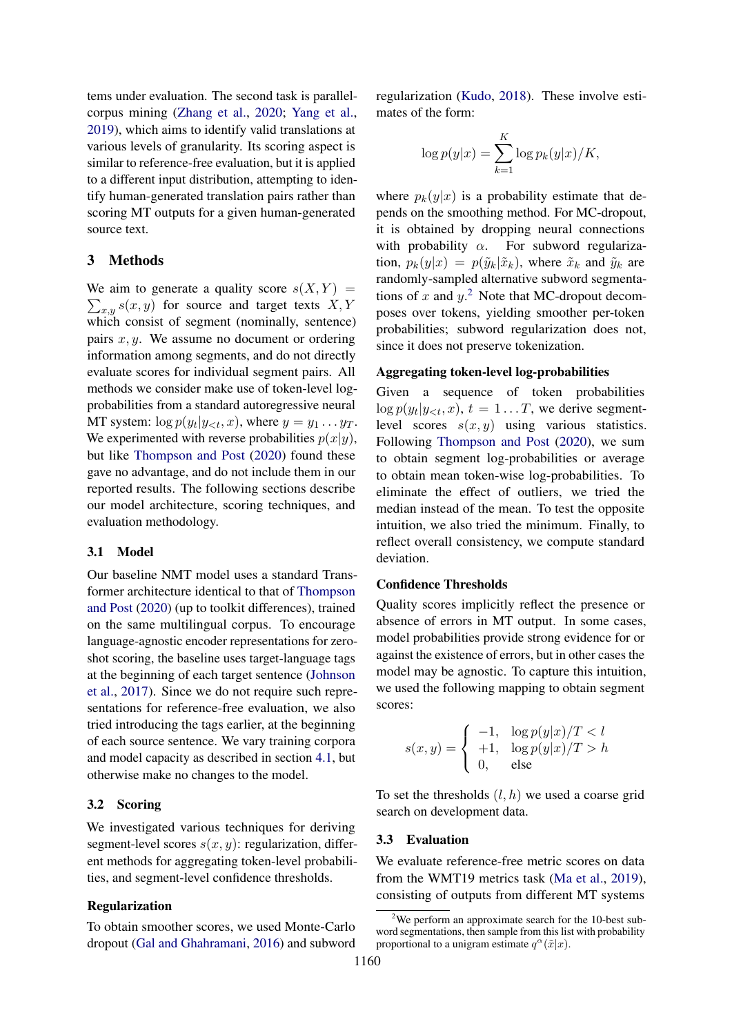tems under evaluation. The second task is parallel-corpus mining (Zhang et al., 2020; Yang et al., 2019), which aims to identify valid translations at various levels of granularity. Its scoring aspect is similar to reference-free evaluation, but it is applied to a different input distribution, attempting to identify human-generated translation pairs rather than scoring MT outputs for a given human-generated source text.

## 3 Methods

We aim to generate a quality score $s(X,Y) = \sum_{x,y} s(x,y)$ for source and target texts $X, Y$ which consist of segment (nominally, sentence) pairs $x, y$. We assume no document or ordering information among segments, and do not directly evaluate scores for individual segment pairs. All methods we consider make use of token-level log-probabilities from a standard autoregressive neural MT system: $\log p(y_t|y_{<t}, x)$, where $y = y_1 \dots y_T$. We experimented with reverse probabilities $p(x|y)$, but like Thompson and Post (2020) found these gave no advantage, and do not include them in our reported results. The following sections describe our model architecture, scoring techniques, and evaluation methodology.

### 3.1 Model

Our baseline NMT model uses a standard Transformer architecture identical to that of Thompson and Post (2020) (up to toolkit differences), trained on the same multilingual corpus. To encourage language-agnostic encoder representations for zero-shot scoring, the baseline uses target-language tags at the beginning of each target sentence (Johnson et al., 2017). Since we do not require such representations for reference-free evaluation, we also tried introducing the tags earlier, at the beginning of each source sentence. We vary training corpora and model capacity as described in section 4.1, but otherwise make no changes to the model.

### 3.2 Scoring

We investigated various techniques for deriving segment-level scores $s(x,y)$: regularization, different methods for aggregating token-level probabilities, and segment-level confidence thresholds.

#### Regularization

To obtain smoother scores, we used Monte-Carlo dropout (Gal and Ghahramani, 2016) and subword regularization (Kudo, 2018). These involve estimates of the form:

$$\log p(y|x) = \sum_{k=1}^{K} \log p_k(y|x)/K,$$

where $p_k(y|x)$ is a probability estimate that depends on the smoothing method. For MC-dropout, it is obtained by dropping neural connections with probability $\alpha$. For subword regularization, $p_k(y|x) = p(\tilde{y}_k|\tilde{x}_k)$, where $\tilde{x}_k$ and $\tilde{y}_k$ are randomly-sampled alternative subword segmentations of $x$ and $y$.[2] Note that MC-dropout decomposes over tokens, yielding smoother per-token probabilities; subword regularization does not, since it does not preserve tokenization.

#### Aggregating token-level log-probabilities

Given a sequence of token probabilities $\log p(y_t|y_{<t}, x)$, $t = 1 \dots T$, we derive segment-level scores $s(x,y)$ using various statistics. Following Thompson and Post (2020), we sum to obtain segment log-probabilities or average to obtain mean token-wise log-probabilities. To eliminate the effect of outliers, we tried the median instead of the mean. To test the opposite intuition, we also tried the minimum. Finally, to reflect overall consistency, we compute standard deviation.

#### Confidence Thresholds

Quality scores implicitly reflect the presence or absence of errors in MT output. In some cases, model probabilities provide strong evidence for or against the existence of errors, but in other cases the model may be agnostic. To capture this intuition, we used the following mapping to obtain segment scores:

$$s(x,y) = \begin{cases} -1, & \log p(y|x)/T < l \\ +1, & \log p(y|x)/T > h \\ 0, & \text{else} \end{cases}$$

To set the thresholds $(l, h)$ we used a coarse grid search on development data.

### 3.3 Evaluation

We evaluate reference-free metric scores on data from the WMT19 metrics task (Ma et al., 2019), consisting of outputs from different MT systems

[2] We perform an approximate search for the 10-best subword segmentations, then sample from this list with probability proportional to a unigram estimate $q^{\alpha}(\tilde{x}|x)$.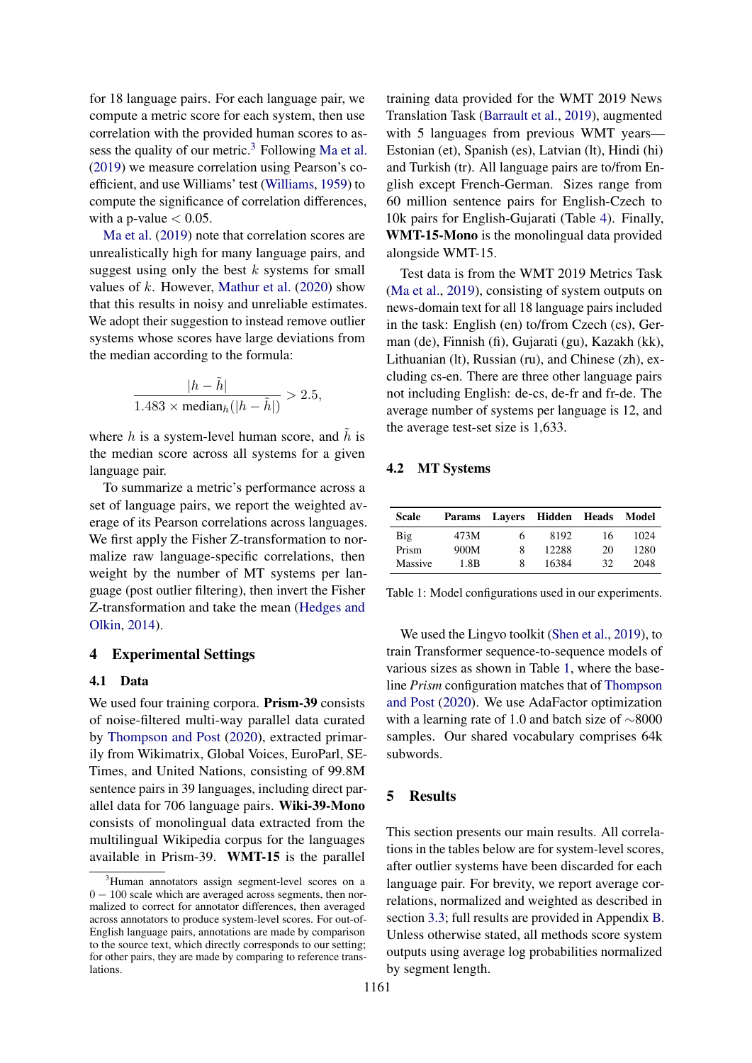for 18 language pairs. For each language pair, we compute a metric score for each system, then use correlation with the provided human scores to assess the quality of our metric.[3] Following Ma et al. (2019) we measure correlation using Pearson's coefficient, and use Williams' test (Williams, 1959) to compute the significance of correlation differences, with a p-value $< 0.05$.

Ma et al. (2019) note that correlation scores are unrealistically high for many language pairs, and suggest using only the best $k$ systems for small values of $k$. However, Mathur et al. (2020) show that this results in noisy and unreliable estimates. We adopt their suggestion to instead remove outlier systems whose scores have large deviations from the median according to the formula:

$$\frac{|h - \tilde{h}|}{1.483 \times \text{median}_h(|h - \tilde{h}|)} > 2.5,$$

where $h$ is a system-level human score, and $\tilde{h}$ is the median score across all systems for a given language pair.

To summarize a metric's performance across a set of language pairs, we report the weighted average of its Pearson correlations across languages. We first apply the Fisher Z-transformation to normalize raw language-specific correlations, then weight by the number of MT systems per language (post outlier filtering), then invert the Fisher Z-transformation and take the mean (Hedges and Olkin, 2014).

# 4 Experimental Settings

## 4.1 Data

We used four training corpora. **Prism-39** consists of noise-filtered multi-way parallel data curated by Thompson and Post (2020), extracted primarily from Wikimatrix, Global Voices, EuroParl, SETimes, and United Nations, consisting of 99.8M sentence pairs in 39 languages, including direct parallel data for 706 language pairs. **Wiki-39-Mono** consists of monolingual data extracted from the multilingual Wikipedia corpus for the languages available in Prism-39. **WMT-15** is the parallel training data provided for the WMT 2019 News Translation Task (Barrault et al., 2019), augmented with 5 languages from previous WMT years—Estonian (et), Spanish (es), Latvian (lt), Hindi (hi) and Turkish (tr). All language pairs are to/from English except French-German. Sizes range from 60 million sentence pairs for English-Czech to 10k pairs for English-Gujarati (Table 4). Finally, **WMT-15-Mono** is the monolingual data provided alongside WMT-15.

Test data is from the WMT 2019 Metrics Task (Ma et al., 2019), consisting of system outputs on news-domain text for all 18 language pairs included in the task: English (en) to/from Czech (cs), German (de), Finnish (fi), Gujarati (gu), Kazakh (kk), Lithuanian (lt), Russian (ru), and Chinese (zh), excluding cs-en. There are three other language pairs not including English: de-cs, de-fr and fr-de. The average number of systems per language is 12, and the average test-set size is 1,633.

## 4.2 MT Systems

| Scale | Params | Layers | Hidden | Heads | Model |
|---|---|---|---|---|---|
| Big | 473M | 6 | 8192 | 16 | 1024 |
| Prism | 900M | 8 | 12288 | 20 | 1280 |
| Massive | 1.8B | 8 | 16384 | 32 | 2048 |

Table 1: Model configurations used in our experiments.

We used the Lingvo toolkit (Shen et al., 2019), to train Transformer sequence-to-sequence models of various sizes as shown in Table 1, where the baseline *Prism* configuration matches that of Thompson and Post (2020). We use AdaFactor optimization with a learning rate of 1.0 and batch size of ∼8000 samples. Our shared vocabulary comprises 64k subwords.

# 5 Results

This section presents our main results. All correlations in the tables below are for system-level scores, after outlier systems have been discarded for each language pair. For brevity, we report average correlations, normalized and weighted as described in section 3.3; full results are provided in Appendix B. Unless otherwise stated, all methods score system outputs using average log probabilities normalized by segment length.

[3] Human annotators assign segment-level scores on a $0-100$ scale which are averaged across segments, then normalized to correct for annotator differences, then averaged across annotators to produce system-level scores. For out-of-English language pairs, annotations are made by comparison to the source text, which directly corresponds to our setting; for other pairs, they are made by comparing to reference translations.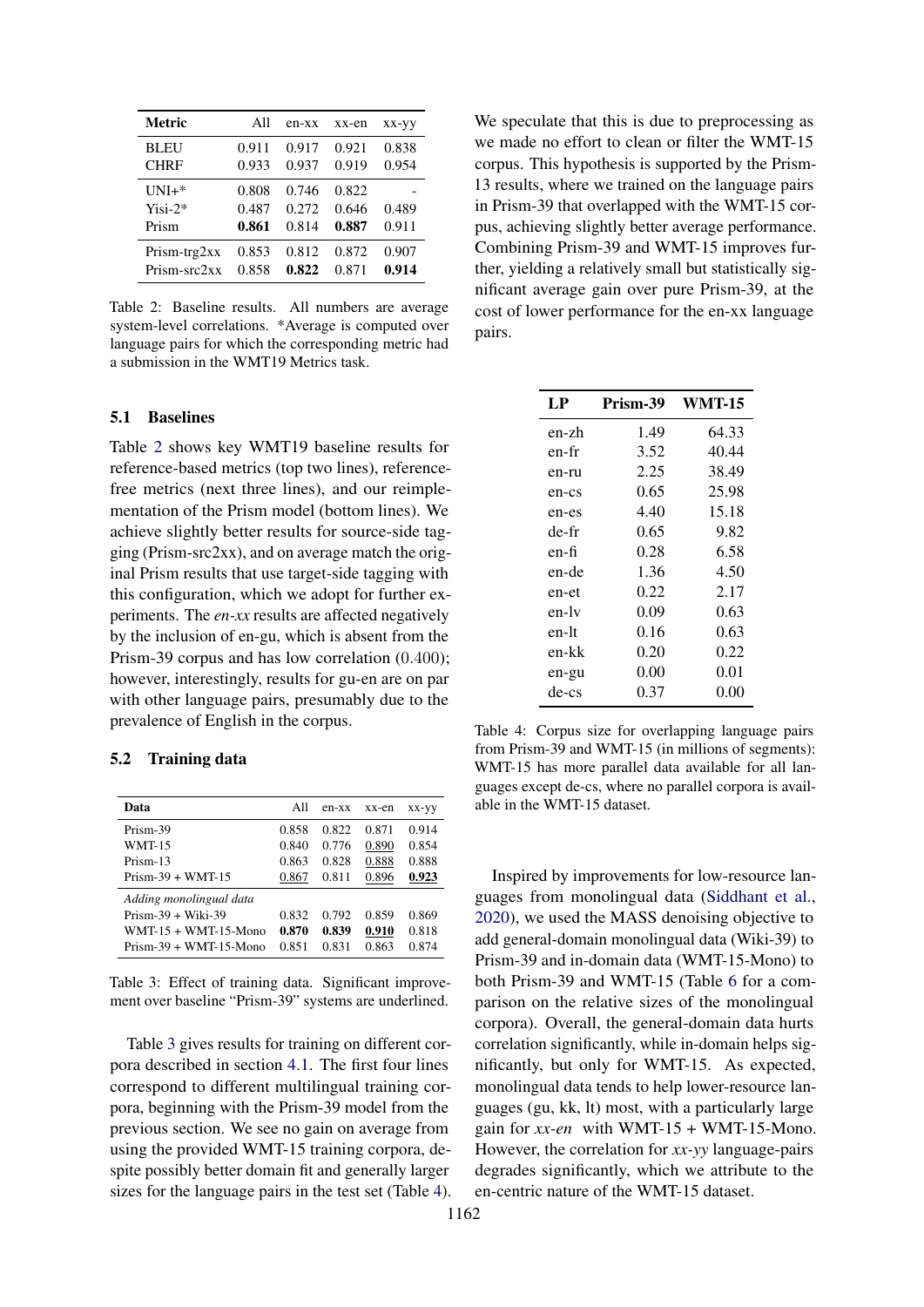| Metric | All | en-xx | xx-en | xx-yy |
|---|---|---|---|---|
| BLEU | 0.911 | 0.917 | 0.921 | 0.838 |
| CHRF | 0.933 | 0.937 | 0.919 | 0.954 |
| UNI+* | 0.808 | 0.746 | 0.822 | - |
| Yisi-2* | 0.487 | 0.272 | 0.646 | 0.489 |
| Prism | **0.861** | 0.814 | **0.887** | 0.911 |
| Prism-trg2xx | 0.853 | 0.812 | 0.872 | 0.907 |
| Prism-src2xx | 0.858 | **0.822** | 0.871 | **0.914** |

Table 2: Baseline results. All numbers are average system-level correlations. *Average is computed over language pairs for which the corresponding metric had a submission in the WMT19 Metrics task.

### 5.1 Baselines

Table 2 shows key WMT19 baseline results for reference-based metrics (top two lines), reference-free metrics (next three lines), and our reimplementation of the Prism model (bottom lines). We achieve slightly better results for source-side tagging (Prism-src2xx), and on average match the original Prism results that use target-side tagging with this configuration, which we adopt for further experiments. The *en-xx* results are affected negatively by the inclusion of en-gu, which is absent from the Prism-39 corpus and has low correlation (0.400); however, interestingly, results for gu-en are on par with other language pairs, presumably due to the prevalence of English in the corpus.

### 5.2 Training data

| Data | All | en-xx | xx-en | xx-yy |
|---|---|---|---|---|
| Prism-39 | 0.858 | 0.822 | 0.871 | 0.914 |
| WMT-15 | 0.840 | 0.776 | <u>0.890</u> | 0.854 |
| Prism-13 | 0.863 | 0.828 | <u>0.888</u> | 0.888 |
| Prism-39 + WMT-15 | <u>0.867</u> | 0.811 | <u>0.896</u> | <u>**0.923**</u> |
| *Adding monolingual data* | | | | |
| Prism-39 + Wiki-39 | 0.832 | 0.792 | 0.859 | 0.869 |
| WMT-15 + WMT-15-Mono | **0.870** | **0.839** | <u>**0.910**</u> | 0.818 |
| Prism-39 + WMT-15-Mono | 0.851 | 0.831 | 0.863 | 0.874 |

Table 3: Effect of training data. Significant improvement over baseline "Prism-39" systems are underlined.

Table 3 gives results for training on different corpora described in section 4.1. The first four lines correspond to different multilingual training corpora, beginning with the Prism-39 model from the previous section. We see no gain on average from using the provided WMT-15 training corpora, despite possibly better domain fit and generally larger sizes for the language pairs in the test set (Table 4). We speculate that this is due to preprocessing as we made no effort to clean or filter the WMT-15 corpus. This hypothesis is supported by the Prism-13 results, where we trained on the language pairs in Prism-39 that overlapped with the WMT-15 corpus, achieving slightly better average performance. Combining Prism-39 and WMT-15 improves further, yielding a relatively small but statistically significant average gain over pure Prism-39, at the cost of lower performance for the en-xx language pairs.

| LP | Prism-39 | WMT-15 |
|---|---|---|
| en-zh | 1.49 | 64.33 |
| en-fr | 3.52 | 40.44 |
| en-ru | 2.25 | 38.49 |
| en-cs | 0.65 | 25.98 |
| en-es | 4.40 | 15.18 |
| de-fr | 0.65 | 9.82 |
| en-fi | 0.28 | 6.58 |
| en-de | 1.36 | 4.50 |
| en-et | 0.22 | 2.17 |
| en-lv | 0.09 | 0.63 |
| en-lt | 0.16 | 0.63 |
| en-kk | 0.20 | 0.22 |
| en-gu | 0.00 | 0.01 |
| de-cs | 0.37 | 0.00 |

Table 4: Corpus size for overlapping language pairs from Prism-39 and WMT-15 (in millions of segments): WMT-15 has more parallel data available for all languages except de-cs, where no parallel corpora is available in the WMT-15 dataset.

Inspired by improvements for low-resource languages from monolingual data (Siddhant et al., 2020), we used the MASS denoising objective to add general-domain monolingual data (Wiki-39) to Prism-39 and in-domain data (WMT-15-Mono) to both Prism-39 and WMT-15 (Table 6 for a comparison on the relative sizes of the monolingual corpora). Overall, the general-domain data hurts correlation significantly, while in-domain helps significantly, but only for WMT-15. As expected, monolingual data tends to help lower-resource languages (gu, kk, lt) most, with a particularly large gain for *xx-en* with WMT-15 + WMT-15-Mono. However, the correlation for *xx-yy* language-pairs degrades significantly, which we attribute to the en-centric nature of the WMT-15 dataset.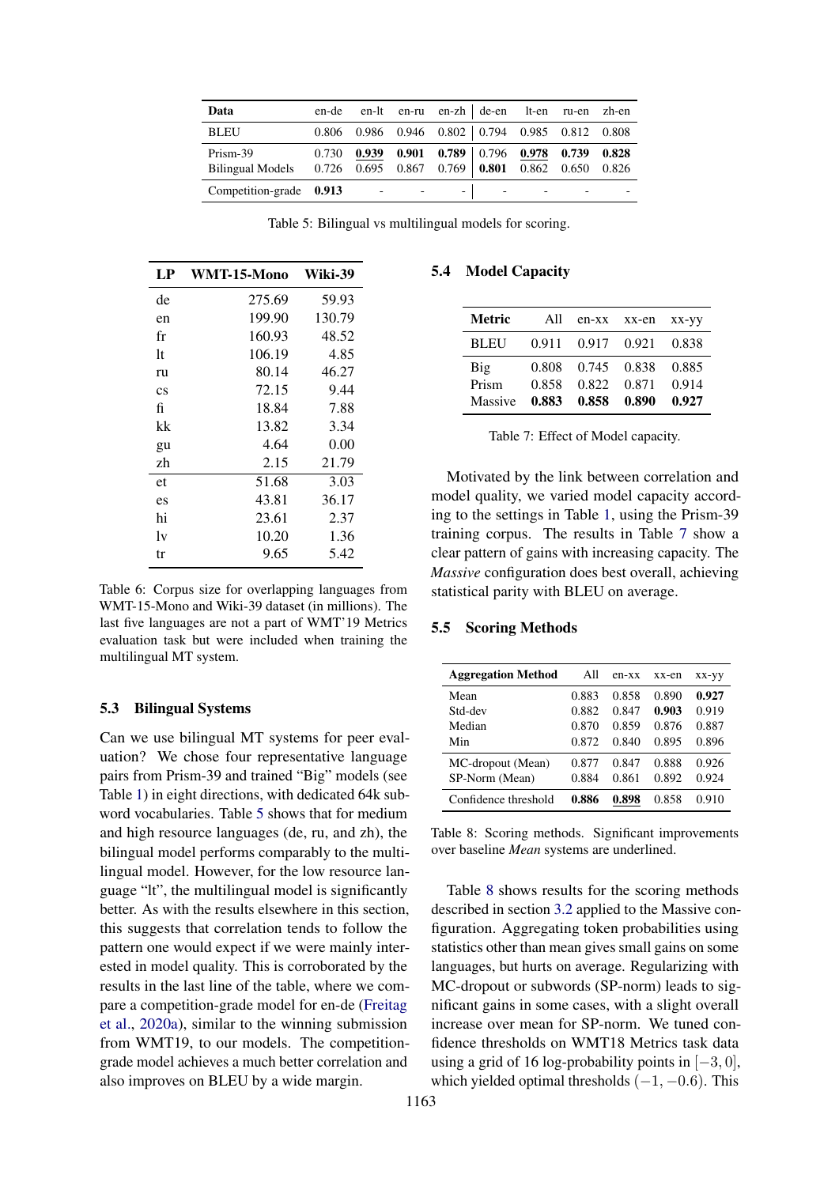| Data | en-de | en-lt | en-ru | en-zh | de-en | lt-en | ru-en | zh-en |
|---|---|---|---|---|---|---|---|---|
| BLEU | 0.806 | 0.986 | 0.946 | 0.802 | 0.794 | 0.985 | 0.812 | 0.808 |
| Prism-39 | 0.730 | **<u>0.939</u>** | **0.901** | **0.789** | 0.796 | **<u>0.978</u>** | **0.739** | **0.828** |
| Bilingual Models | 0.726 | 0.695 | 0.867 | 0.769 | **0.801** | 0.862 | 0.650 | 0.826 |
| Competition-grade | **0.913** | - | - | - | - | - | - | - |

Table 5: Bilingual vs multilingual models for scoring.

| LP | WMT-15-Mono | Wiki-39 |
|---|---|---|
| de | 275.69 | 59.93 |
| en | 199.90 | 130.79 |
| fr | 160.93 | 48.52 |
| lt | 106.19 | 4.85 |
| ru | 80.14 | 46.27 |
| cs | 72.15 | 9.44 |
| fi | 18.84 | 7.88 |
| kk | 13.82 | 3.34 |
| gu | 4.64 | 0.00 |
| zh | 2.15 | 21.79 |
| et | 51.68 | 3.03 |
| es | 43.81 | 36.17 |
| hi | 23.61 | 2.37 |
| lv | 10.20 | 1.36 |
| tr | 9.65 | 5.42 |

Table 6: Corpus size for overlapping languages from WMT-15-Mono and Wiki-39 dataset (in millions). The last five languages are not a part of WMT'19 Metrics evaluation task but were included when training the multilingual MT system.

### 5.3 Bilingual Systems

Can we use bilingual MT systems for peer evaluation? We chose four representative language pairs from Prism-39 and trained "Big" models (see Table 1) in eight directions, with dedicated 64k subword vocabularies. Table 5 shows that for medium and high resource languages (de, ru, and zh), the bilingual model performs comparably to the multilingual model. However, for the low resource language "lt", the multilingual model is significantly better. As with the results elsewhere in this section, this suggests that correlation tends to follow the pattern one would expect if we were mainly interested in model quality. This is corroborated by the results in the last line of the table, where we compare a competition-grade model for en-de (Freitag et al., 2020a), similar to the winning submission from WMT19, to our models. The competition-grade model achieves a much better correlation and also improves on BLEU by a wide margin.

### 5.4 Model Capacity

| Metric | All | en-xx | xx-en | xx-yy |
|---|---|---|---|---|
| BLEU | 0.911 | 0.917 | 0.921 | 0.838 |
| Big | 0.808 | 0.745 | 0.838 | 0.885 |
| Prism | 0.858 | 0.822 | 0.871 | 0.914 |
| Massive | **0.883** | **0.858** | **0.890** | **0.927** |

Table 7: Effect of Model capacity.

Motivated by the link between correlation and model quality, we varied model capacity according to the settings in Table 1, using the Prism-39 training corpus. The results in Table 7 show a clear pattern of gains with increasing capacity. The *Massive* configuration does best overall, achieving statistical parity with BLEU on average.

### 5.5 Scoring Methods

| Aggregation Method | All | en-xx | xx-en | xx-yy |
|---|---|---|---|---|
| Mean | 0.883 | 0.858 | 0.890 | **0.927** |
| Std-dev | 0.882 | 0.847 | **0.903** | 0.919 |
| Median | 0.870 | 0.859 | 0.876 | 0.887 |
| Min | 0.872 | 0.840 | 0.895 | 0.896 |
| MC-dropout (Mean) | 0.877 | 0.847 | 0.888 | 0.926 |
| SP-Norm (Mean) | 0.884 | 0.861 | 0.892 | 0.924 |
| Confidence threshold | **0.886** | **<u>0.898</u>** | 0.858 | 0.910 |

Table 8: Scoring methods. Significant improvements over baseline *Mean* systems are underlined.

Table 8 shows results for the scoring methods described in section 3.2 applied to the Massive configuration. Aggregating token probabilities using statistics other than mean gives small gains on some languages, but hurts on average. Regularizing with MC-dropout or subwords (SP-norm) leads to significant gains in some cases, with a slight overall increase over mean for SP-norm. We tuned confidence thresholds on WMT18 Metrics task data using a grid of 16 log-probability points in $[-3, 0]$, which yielded optimal thresholds $(-1, -0.6)$. This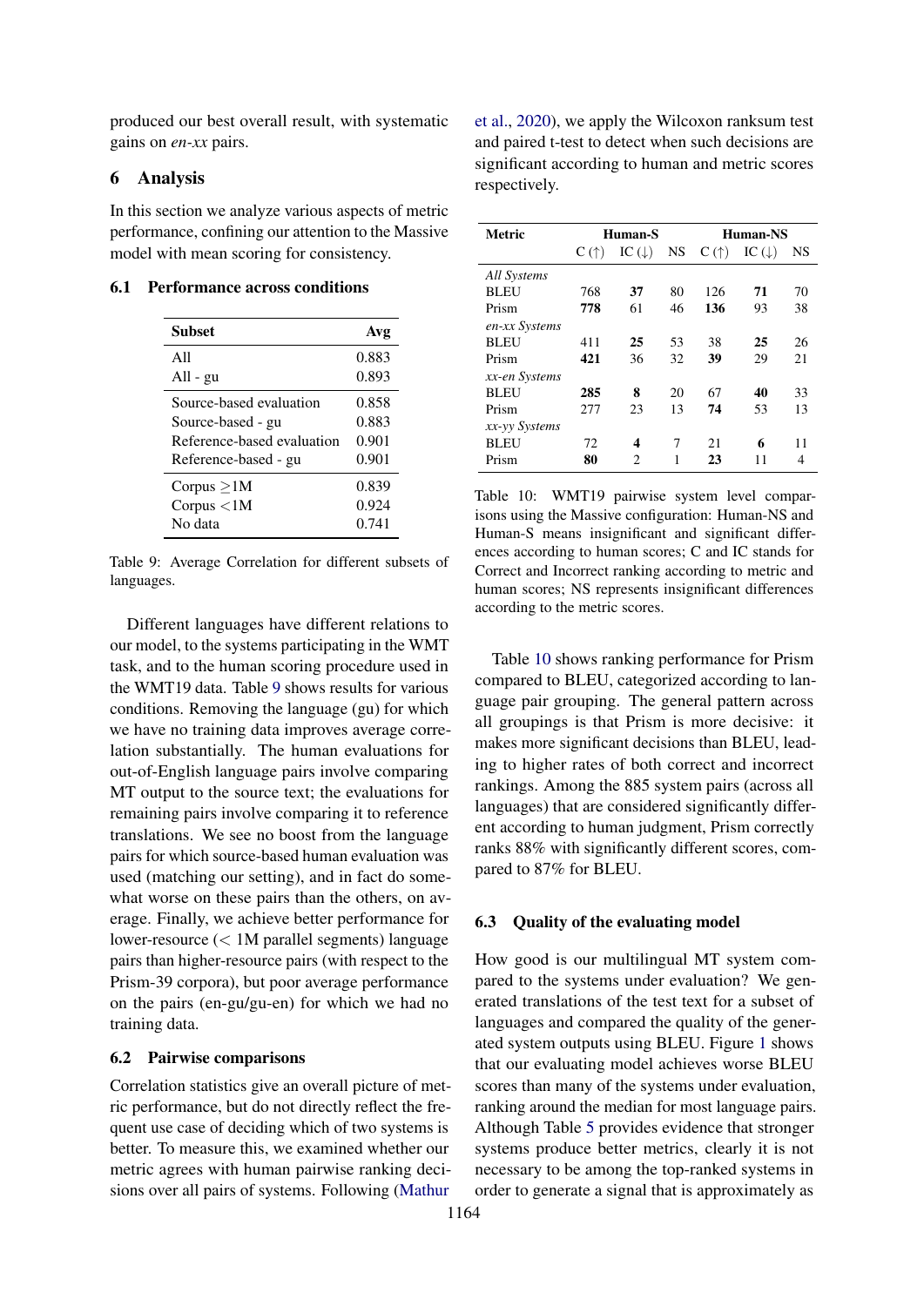produced our best overall result, with systematic gains on *en-xx* pairs.

## 6 Analysis

In this section we analyze various aspects of metric performance, confining our attention to the Massive model with mean scoring for consistency.

### 6.1 Performance across conditions

| Subset | Avg |
|---|---|
| All | 0.883 |
| All - gu | 0.893 |
| Source-based evaluation | 0.858 |
| Source-based - gu | 0.883 |
| Reference-based evaluation | 0.901 |
| Reference-based - gu | 0.901 |
| Corpus ≥1M | 0.839 |
| Corpus <1M | 0.924 |
| No data | 0.741 |

Table 9: Average Correlation for different subsets of languages.

Different languages have different relations to our model, to the systems participating in the WMT task, and to the human scoring procedure used in the WMT19 data. Table 9 shows results for various conditions. Removing the language (gu) for which we have no training data improves average correlation substantially. The human evaluations for out-of-English language pairs involve comparing MT output to the source text; the evaluations for remaining pairs involve comparing it to reference translations. We see no boost from the language pairs for which source-based human evaluation was used (matching our setting), and in fact do somewhat worse on these pairs than the others, on average. Finally, we achieve better performance for lower-resource (< 1M parallel segments) language pairs than higher-resource pairs (with respect to the Prism-39 corpora), but poor average performance on the pairs (en-gu/gu-en) for which we had no training data.

### 6.2 Pairwise comparisons

Correlation statistics give an overall picture of metric performance, but do not directly reflect the frequent use case of deciding which of two systems is better. To measure this, we examined whether our metric agrees with human pairwise ranking decisions over all pairs of systems. Following (Mathur et al., 2020), we apply the Wilcoxon ranksum test and paired t-test to detect when such decisions are significant according to human and metric scores respectively.

| Metric | Human-S | | | Human-NS | | |
|---|---|---|---|---|---|---|
| | C (↑) | IC (↓) | NS | C (↑) | IC (↓) | NS |
| *All Systems* | | | | | | |
| BLEU | 768 | **37** | 80 | 126 | **71** | 70 |
| Prism | **778** | 61 | 46 | **136** | 93 | 38 |
| *en-xx Systems* | | | | | | |
| BLEU | 411 | **25** | 53 | 38 | **25** | 26 |
| Prism | **421** | 36 | 32 | **39** | 29 | 21 |
| *xx-en Systems* | | | | | | |
| BLEU | **285** | **8** | 20 | 67 | **40** | 33 |
| Prism | 277 | 23 | 13 | **74** | 53 | 13 |
| *xx-yy Systems* | | | | | | |
| BLEU | 72 | **4** | 7 | 21 | **6** | 11 |
| Prism | **80** | 2 | 1 | **23** | 11 | 4 |

Table 10: WMT19 pairwise system level comparisons using the Massive configuration: Human-NS and Human-S means insignificant and significant differences according to human scores; C and IC stands for Correct and Incorrect ranking according to metric and human scores; NS represents insignificant differences according to the metric scores.

Table 10 shows ranking performance for Prism compared to BLEU, categorized according to language pair grouping. The general pattern across all groupings is that Prism is more decisive: it makes more significant decisions than BLEU, leading to higher rates of both correct and incorrect rankings. Among the 885 system pairs (across all languages) that are considered significantly different according to human judgment, Prism correctly ranks 88% with significantly different scores, compared to 87% for BLEU.

### 6.3 Quality of the evaluating model

How good is our multilingual MT system compared to the systems under evaluation? We generated translations of the test text for a subset of languages and compared the quality of the generated system outputs using BLEU. Figure 1 shows that our evaluating model achieves worse BLEU scores than many of the systems under evaluation, ranking around the median for most language pairs. Although Table 5 provides evidence that stronger systems produce better metrics, clearly it is not necessary to be among the top-ranked systems in order to generate a signal that is approximately as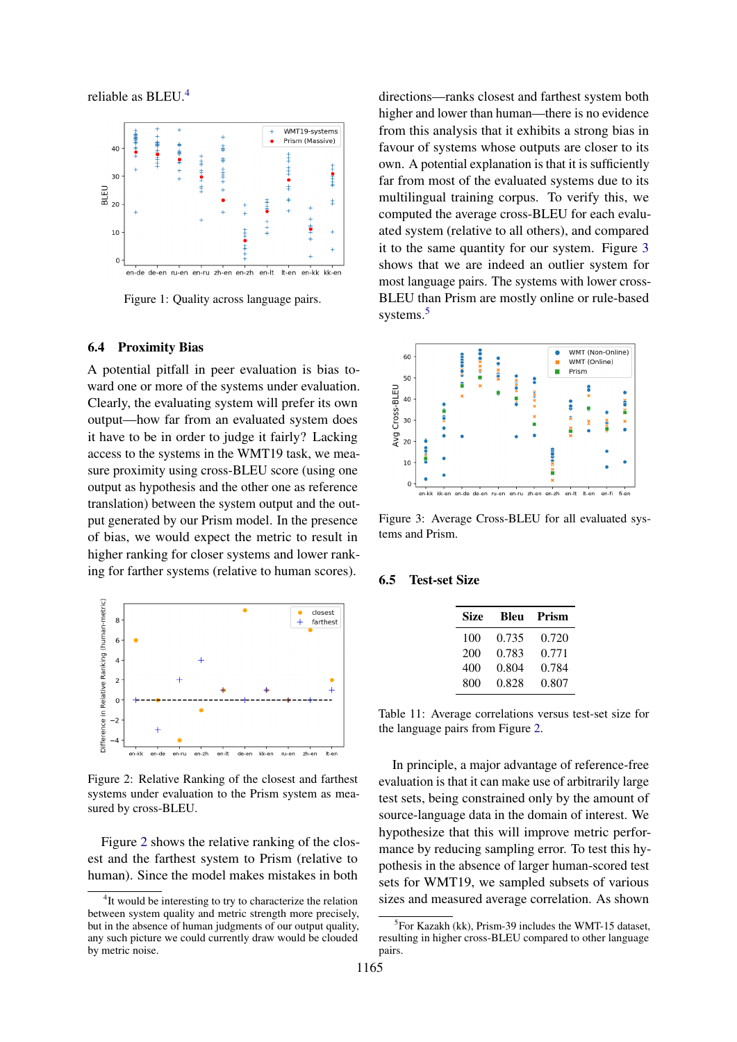reliable as BLEU.[4]

Figure 1: Quality across language pairs.

### 6.4 Proximity Bias

A potential pitfall in peer evaluation is bias toward one or more of the systems under evaluation. Clearly, the evaluating system will prefer its own output—how far from an evaluated system does it have to be in order to judge it fairly? Lacking access to the systems in the WMT19 task, we measure proximity using cross-BLEU score (using one output as hypothesis and the other one as reference translation) between the system output and the output generated by our Prism model. In the presence of bias, we would expect the metric to result in higher ranking for closer systems and lower ranking for farther systems (relative to human scores).

Figure 2: Relative Ranking of the closest and farthest systems under evaluation to the Prism system as measured by cross-BLEU.

Figure 2 shows the relative ranking of the closest and the farthest system to Prism (relative to human). Since the model makes mistakes in both directions—ranks closest and farthest system both higher and lower than human—there is no evidence from this analysis that it exhibits a strong bias in favour of systems whose outputs are closer to its own. A potential explanation is that it is sufficiently far from most of the evaluated systems due to its multilingual training corpus. To verify this, we computed the average cross-BLEU for each evaluated system (relative to all others), and compared it to the same quantity for our system. Figure 3 shows that we are indeed an outlier system for most language pairs. The systems with lower cross-BLEU than Prism are mostly online or rule-based systems.[5]

Figure 3: Average Cross-BLEU for all evaluated systems and Prism.

### 6.5 Test-set Size

| Size | Bleu | Prism |
|---|---|---|
| 100 | 0.735 | 0.720 |
| 200 | 0.783 | 0.771 |
| 400 | 0.804 | 0.784 |
| 800 | 0.828 | 0.807 |

Table 11: Average correlations versus test-set size for the language pairs from Figure 2.

In principle, a major advantage of reference-free evaluation is that it can make use of arbitrarily large test sets, being constrained only by the amount of source-language data in the domain of interest. We hypothesize that this will improve metric performance by reducing sampling error. To test this hypothesis in the absence of larger human-scored test sets for WMT19, we sampled subsets of various sizes and measured average correlation. As shown

[4] It would be interesting to try to characterize the relation between system quality and metric strength more precisely, but in the absence of human judgments of our output quality, any such picture we could currently draw would be clouded by metric noise.

[5] For Kazakh (kk), Prism-39 includes the WMT-15 dataset, resulting in higher cross-BLEU compared to other language pairs.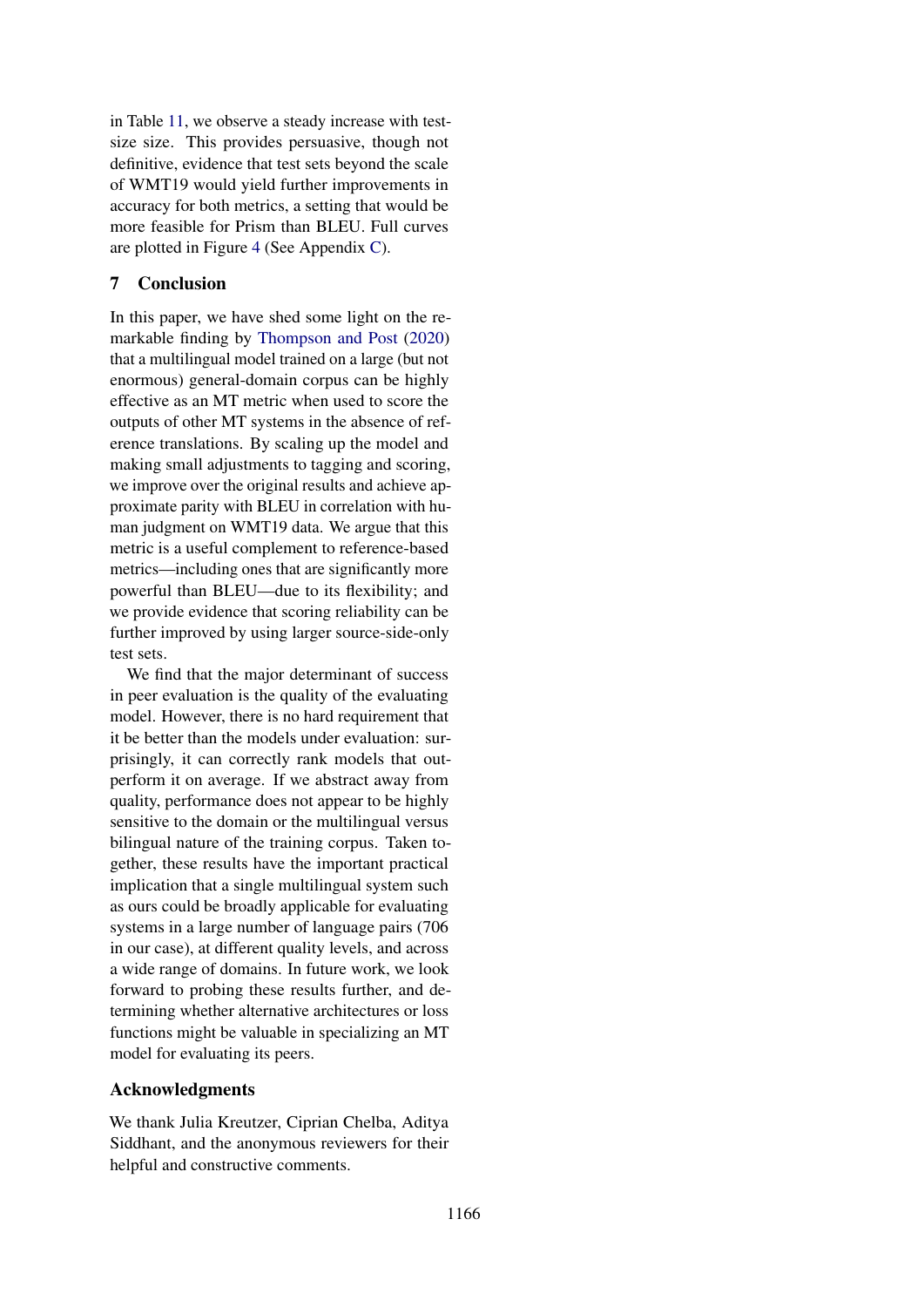in Table 11, we observe a steady increase with test-size size. This provides persuasive, though not definitive, evidence that test sets beyond the scale of WMT19 would yield further improvements in accuracy for both metrics, a setting that would be more feasible for Prism than BLEU. Full curves are plotted in Figure 4 (See Appendix C).

## 7 Conclusion

In this paper, we have shed some light on the remarkable finding by Thompson and Post (2020) that a multilingual model trained on a large (but not enormous) general-domain corpus can be highly effective as an MT metric when used to score the outputs of other MT systems in the absence of reference translations. By scaling up the model and making small adjustments to tagging and scoring, we improve over the original results and achieve approximate parity with BLEU in correlation with human judgment on WMT19 data. We argue that this metric is a useful complement to reference-based metrics—including ones that are significantly more powerful than BLEU—due to its flexibility; and we provide evidence that scoring reliability can be further improved by using larger source-side-only test sets.

We find that the major determinant of success in peer evaluation is the quality of the evaluating model. However, there is no hard requirement that it be better than the models under evaluation: surprisingly, it can correctly rank models that outperform it on average. If we abstract away from quality, performance does not appear to be highly sensitive to the domain or the multilingual versus bilingual nature of the training corpus. Taken together, these results have the important practical implication that a single multilingual system such as ours could be broadly applicable for evaluating systems in a large number of language pairs (706 in our case), at different quality levels, and across a wide range of domains. In future work, we look forward to probing these results further, and determining whether alternative architectures or loss functions might be valuable in specializing an MT model for evaluating its peers.

## Acknowledgments

We thank Julia Kreutzer, Ciprian Chelba, Aditya Siddhant, and the anonymous reviewers for their helpful and constructive comments.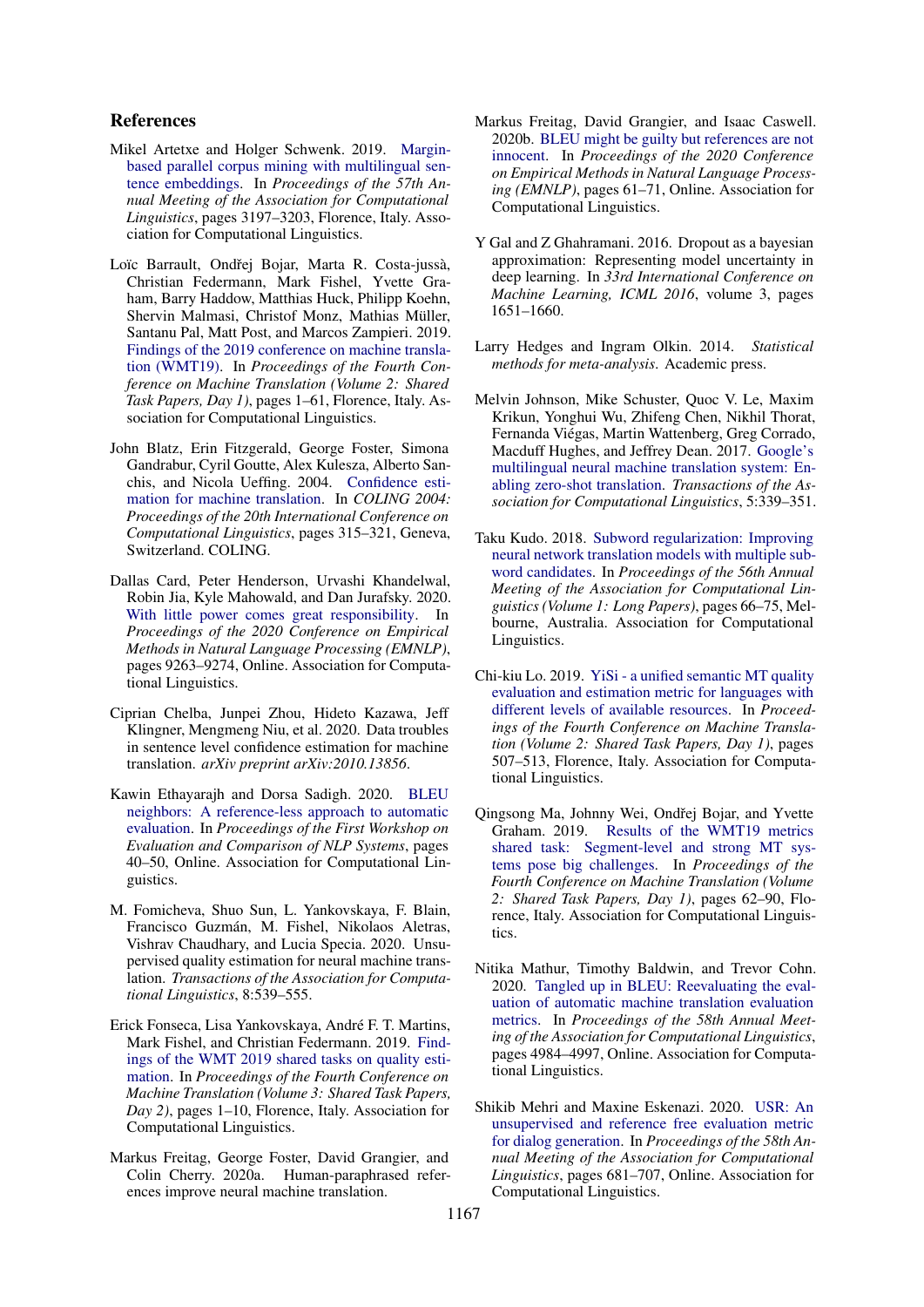## References

Mikel Artetxe and Holger Schwenk. 2019. Margin-based parallel corpus mining with multilingual sentence embeddings. In *Proceedings of the 57th Annual Meeting of the Association for Computational Linguistics*, pages 3197–3203, Florence, Italy. Association for Computational Linguistics.

Loïc Barrault, Ondřej Bojar, Marta R. Costa-jussà, Christian Federmann, Mark Fishel, Yvette Graham, Barry Haddow, Matthias Huck, Philipp Koehn, Shervin Malmasi, Christof Monz, Mathias Müller, Santanu Pal, Matt Post, and Marcos Zampieri. 2019. Findings of the 2019 conference on machine translation (WMT19). In *Proceedings of the Fourth Conference on Machine Translation (Volume 2: Shared Task Papers, Day 1)*, pages 1–61, Florence, Italy. Association for Computational Linguistics.

John Blatz, Erin Fitzgerald, George Foster, Simona Gandrabur, Cyril Goutte, Alex Kulesza, Alberto Sanchis, and Nicola Ueffing. 2004. Confidence estimation for machine translation. In *COLING 2004: Proceedings of the 20th International Conference on Computational Linguistics*, pages 315–321, Geneva, Switzerland. COLING.

Dallas Card, Peter Henderson, Urvashi Khandelwal, Robin Jia, Kyle Mahowald, and Dan Jurafsky. 2020. With little power comes great responsibility. In *Proceedings of the 2020 Conference on Empirical Methods in Natural Language Processing (EMNLP)*, pages 9263–9274, Online. Association for Computational Linguistics.

Ciprian Chelba, Junpei Zhou, Hideto Kazawa, Jeff Klingner, Mengmeng Niu, et al. 2020. Data troubles in sentence level confidence estimation for machine translation. *arXiv preprint arXiv:2010.13856*.

Kawin Ethayarajh and Dorsa Sadigh. 2020. BLEU neighbors: A reference-less approach to automatic evaluation. In *Proceedings of the First Workshop on Evaluation and Comparison of NLP Systems*, pages 40–50, Online. Association for Computational Linguistics.

M. Fomicheva, Shuo Sun, L. Yankovskaya, F. Blain, Francisco Guzmán, M. Fishel, Nikolaos Aletras, Vishrav Chaudhary, and Lucia Specia. 2020. Unsupervised quality estimation for neural machine translation. *Transactions of the Association for Computational Linguistics*, 8:539–555.

Erick Fonseca, Lisa Yankovskaya, André F. T. Martins, Mark Fishel, and Christian Federmann. 2019. Findings of the WMT 2019 shared tasks on quality estimation. In *Proceedings of the Fourth Conference on Machine Translation (Volume 3: Shared Task Papers, Day 2)*, pages 1–10, Florence, Italy. Association for Computational Linguistics.

Markus Freitag, George Foster, David Grangier, and Colin Cherry. 2020a. Human-paraphrased references improve neural machine translation.

Markus Freitag, David Grangier, and Isaac Caswell. 2020b. BLEU might be guilty but references are not innocent. In *Proceedings of the 2020 Conference on Empirical Methods in Natural Language Processing (EMNLP)*, pages 61–71, Online. Association for Computational Linguistics.

Y Gal and Z Ghahramani. 2016. Dropout as a bayesian approximation: Representing model uncertainty in deep learning. In *33rd International Conference on Machine Learning, ICML 2016*, volume 3, pages 1651–1660.

Larry Hedges and Ingram Olkin. 2014. *Statistical methods for meta-analysis*. Academic press.

Melvin Johnson, Mike Schuster, Quoc V. Le, Maxim Krikun, Yonghui Wu, Zhifeng Chen, Nikhil Thorat, Fernanda Viégas, Martin Wattenberg, Greg Corrado, Macduff Hughes, and Jeffrey Dean. 2017. Google's multilingual neural machine translation system: Enabling zero-shot translation. *Transactions of the Association for Computational Linguistics*, 5:339–351.

Taku Kudo. 2018. Subword regularization: Improving neural network translation models with multiple subword candidates. In *Proceedings of the 56th Annual Meeting of the Association for Computational Linguistics (Volume 1: Long Papers)*, pages 66–75, Melbourne, Australia. Association for Computational Linguistics.

Chi-kiu Lo. 2019. YiSi - a unified semantic MT quality evaluation and estimation metric for languages with different levels of available resources. In *Proceedings of the Fourth Conference on Machine Translation (Volume 2: Shared Task Papers, Day 1)*, pages 507–513, Florence, Italy. Association for Computational Linguistics.

Qingsong Ma, Johnny Wei, Ondřej Bojar, and Yvette Graham. 2019. Results of the WMT19 metrics shared task: Segment-level and strong MT systems pose big challenges. In *Proceedings of the Fourth Conference on Machine Translation (Volume 2: Shared Task Papers, Day 1)*, pages 62–90, Florence, Italy. Association for Computational Linguistics.

Nitika Mathur, Timothy Baldwin, and Trevor Cohn. 2020. Tangled up in BLEU: Reevaluating the evaluation of automatic machine translation evaluation metrics. In *Proceedings of the 58th Annual Meeting of the Association for Computational Linguistics*, pages 4984–4997, Online. Association for Computational Linguistics.

Shikib Mehri and Maxine Eskenazi. 2020. USR: An unsupervised and reference free evaluation metric for dialog generation. In *Proceedings of the 58th Annual Meeting of the Association for Computational Linguistics*, pages 681–707, Online. Association for Computational Linguistics.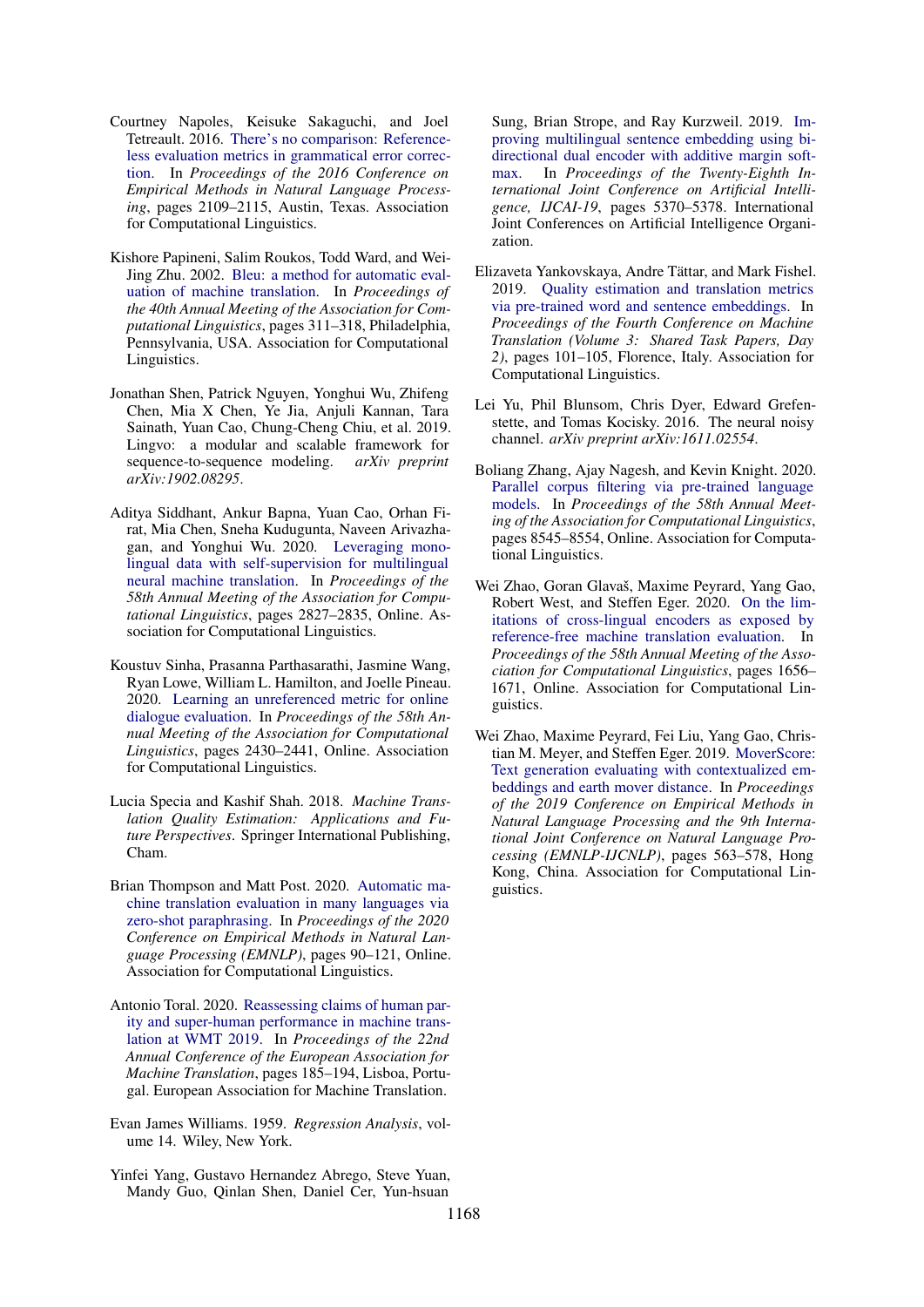Courtney Napoles, Keisuke Sakaguchi, and Joel Tetreault. 2016. There's no comparison: Reference-less evaluation metrics in grammatical error correction. In *Proceedings of the 2016 Conference on Empirical Methods in Natural Language Processing*, pages 2109–2115, Austin, Texas. Association for Computational Linguistics.

Kishore Papineni, Salim Roukos, Todd Ward, and Wei-Jing Zhu. 2002. Bleu: a method for automatic evaluation of machine translation. In *Proceedings of the 40th Annual Meeting of the Association for Computational Linguistics*, pages 311–318, Philadelphia, Pennsylvania, USA. Association for Computational Linguistics.

Jonathan Shen, Patrick Nguyen, Yonghui Wu, Zhifeng Chen, Mia X Chen, Ye Jia, Anjuli Kannan, Tara Sainath, Yuan Cao, Chung-Cheng Chiu, et al. 2019. Lingvo: a modular and scalable framework for sequence-to-sequence modeling. *arXiv preprint arXiv:1902.08295*.

Aditya Siddhant, Ankur Bapna, Yuan Cao, Orhan Firat, Mia Chen, Sneha Kudugunta, Naveen Arivazhagan, and Yonghui Wu. 2020. Leveraging monolingual data with self-supervision for multilingual neural machine translation. In *Proceedings of the 58th Annual Meeting of the Association for Computational Linguistics*, pages 2827–2835, Online. Association for Computational Linguistics.

Koustuv Sinha, Prasanna Parthasarathi, Jasmine Wang, Ryan Lowe, William L. Hamilton, and Joelle Pineau. 2020. Learning an unreferenced metric for online dialogue evaluation. In *Proceedings of the 58th Annual Meeting of the Association for Computational Linguistics*, pages 2430–2441, Online. Association for Computational Linguistics.

Lucia Specia and Kashif Shah. 2018. *Machine Translation Quality Estimation: Applications and Future Perspectives*. Springer International Publishing, Cham.

Brian Thompson and Matt Post. 2020. Automatic machine translation evaluation in many languages via zero-shot paraphrasing. In *Proceedings of the 2020 Conference on Empirical Methods in Natural Language Processing (EMNLP)*, pages 90–121, Online. Association for Computational Linguistics.

Antonio Toral. 2020. Reassessing claims of human parity and super-human performance in machine translation at WMT 2019. In *Proceedings of the 22nd Annual Conference of the European Association for Machine Translation*, pages 185–194, Lisboa, Portugal. European Association for Machine Translation.

Evan James Williams. 1959. *Regression Analysis*, volume 14. Wiley, New York.

Yinfei Yang, Gustavo Hernandez Abrego, Steve Yuan, Mandy Guo, Qinlan Shen, Daniel Cer, Yun-hsuan Sung, Brian Strope, and Ray Kurzweil. 2019. Improving multilingual sentence embedding using bi-directional dual encoder with additive margin softmax. In *Proceedings of the Twenty-Eighth International Joint Conference on Artificial Intelligence, IJCAI-19*, pages 5370–5378. International Joint Conferences on Artificial Intelligence Organization.

Elizaveta Yankovskaya, Andre Tättar, and Mark Fishel. 2019. Quality estimation and translation metrics via pre-trained word and sentence embeddings. In *Proceedings of the Fourth Conference on Machine Translation (Volume 3: Shared Task Papers, Day 2)*, pages 101–105, Florence, Italy. Association for Computational Linguistics.

Lei Yu, Phil Blunsom, Chris Dyer, Edward Grefenstette, and Tomas Kocisky. 2016. The neural noisy channel. *arXiv preprint arXiv:1611.02554*.

Boliang Zhang, Ajay Nagesh, and Kevin Knight. 2020. Parallel corpus filtering via pre-trained language models. In *Proceedings of the 58th Annual Meeting of the Association for Computational Linguistics*, pages 8545–8554, Online. Association for Computational Linguistics.

Wei Zhao, Goran Glavaš, Maxime Peyrard, Yang Gao, Robert West, and Steffen Eger. 2020. On the limitations of cross-lingual encoders as exposed by reference-free machine translation evaluation. In *Proceedings of the 58th Annual Meeting of the Association for Computational Linguistics*, pages 1656–1671, Online. Association for Computational Linguistics.

Wei Zhao, Maxime Peyrard, Fei Liu, Yang Gao, Christian M. Meyer, and Steffen Eger. 2019. MoverScore: Text generation evaluating with contextualized embeddings and earth mover distance. In *Proceedings of the 2019 Conference on Empirical Methods in Natural Language Processing and the 9th International Joint Conference on Natural Language Processing (EMNLP-IJCNLP)*, pages 563–578, Hong Kong, China. Association for Computational Linguistics.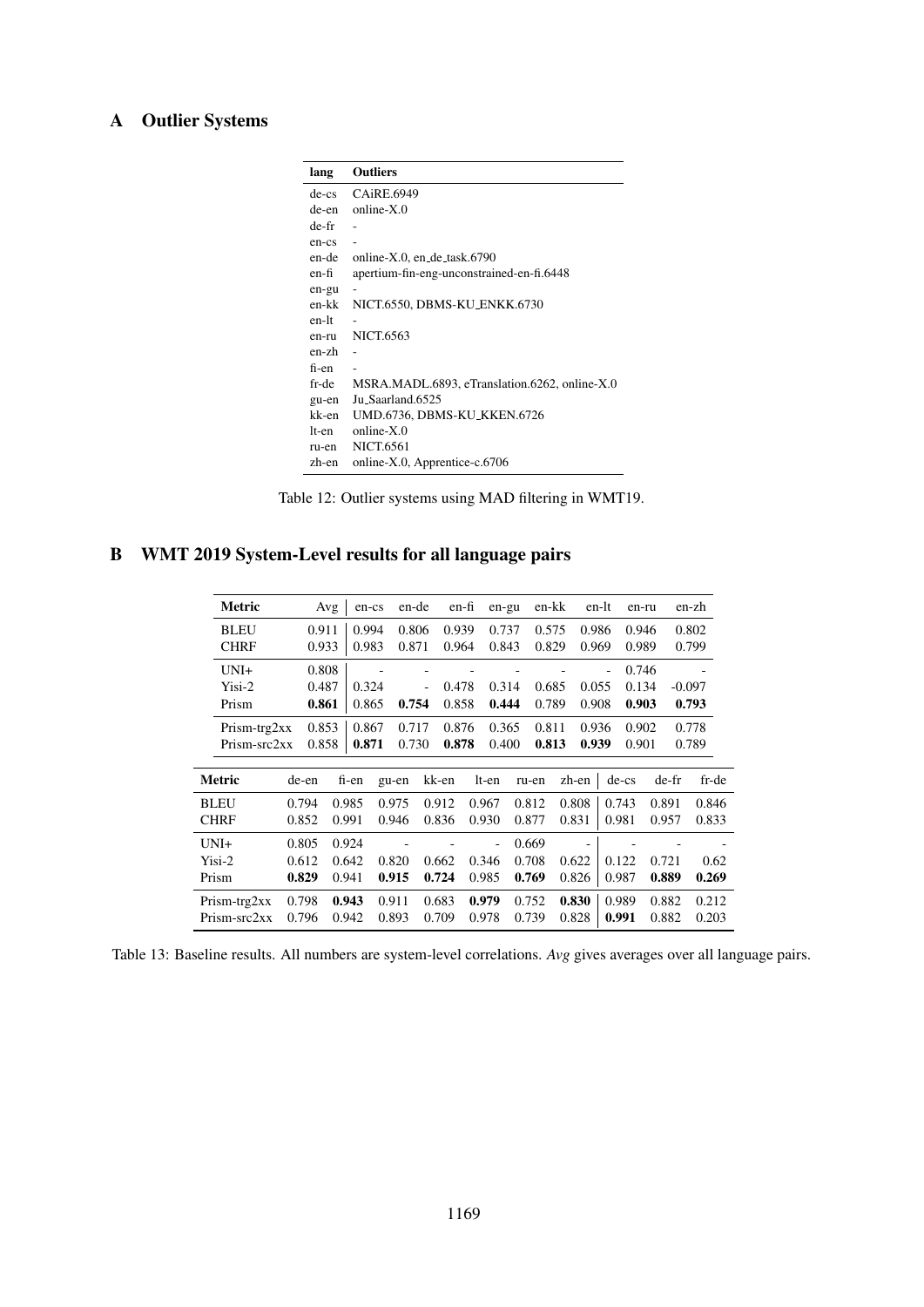## A Outlier Systems

| lang | Outliers |
|---|---|
| de-cs | CAiRE.6949 |
| de-en | online-X.0 |
| de-fr | - |
| en-cs | - |
| en-de | online-X.0, en_de_task.6790 |
| en-fi | apertium-fin-eng-unconstrained-en-fi.6448 |
| en-gu | - |
| en-kk | NICT.6550, DBMS-KU_ENKK.6730 |
| en-lt | - |
| en-ru | NICT.6563 |
| en-zh | - |
| fi-en | - |
| fr-de | MSRA.MADL.6893, eTranslation.6262, online-X.0 |
| gu-en | Ju_Saarland.6525 |
| kk-en | UMD.6736, DBMS-KU_KKEN.6726 |
| lt-en | online-X.0 |
| ru-en | NICT.6561 |
| zh-en | online-X.0, Apprentice-c.6706 |

Table 12: Outlier systems using MAD filtering in WMT19.

## B WMT 2019 System-Level results for all language pairs

| Metric | Avg | en-cs | en-de | en-fi | en-gu | en-kk | en-lt | en-ru | en-zh |
|---|---|---|---|---|---|---|---|---|---|
| BLEU | 0.911 | 0.994 | 0.806 | 0.939 | 0.737 | 0.575 | 0.986 | 0.946 | 0.802 |
| CHRF | 0.933 | 0.983 | 0.871 | 0.964 | 0.843 | 0.829 | 0.969 | 0.989 | 0.799 |
| UNI+ | 0.808 | - | - | - | - | - | - | 0.746 | - |
| Yisi-2 | 0.487 | 0.324 | - | 0.478 | 0.314 | 0.685 | 0.055 | 0.134 | -0.097 |
| Prism | **0.861** | 0.865 | **0.754** | 0.858 | **0.444** | 0.789 | 0.908 | **0.903** | **0.793** |
| Prism-trg2xx | 0.853 | 0.867 | 0.717 | 0.876 | 0.365 | 0.811 | 0.936 | 0.902 | 0.778 |
| Prism-src2xx | 0.858 | **0.871** | 0.730 | **0.878** | 0.400 | **0.813** | **0.939** | 0.901 | 0.789 |

| Metric | de-en | fi-en | gu-en | kk-en | lt-en | ru-en | zh-en | de-cs | de-fr | fr-de |
|---|---|---|---|---|---|---|---|---|---|---|
| BLEU | 0.794 | 0.985 | 0.975 | 0.912 | 0.967 | 0.812 | 0.808 | 0.743 | 0.891 | 0.846 |
| CHRF | 0.852 | 0.991 | 0.946 | 0.836 | 0.930 | 0.877 | 0.831 | 0.981 | 0.957 | 0.833 |
| UNI+ | 0.805 | 0.924 | - | - | - | 0.669 | - | - | - | - |
| Yisi-2 | 0.612 | 0.642 | 0.820 | 0.662 | 0.346 | 0.708 | 0.622 | 0.122 | 0.721 | 0.62 |
| Prism | **0.829** | 0.941 | **0.915** | **0.724** | 0.985 | **0.769** | 0.826 | 0.987 | **0.889** | **0.269** |
| Prism-trg2xx | 0.798 | **0.943** | 0.911 | 0.683 | **0.979** | 0.752 | **0.830** | 0.989 | 0.882 | 0.212 |
| Prism-src2xx | 0.796 | 0.942 | 0.893 | 0.709 | 0.978 | 0.739 | 0.828 | **0.991** | 0.882 | 0.203 |

Table 13: Baseline results. All numbers are system-level correlations. *Avg* gives averages over all language pairs.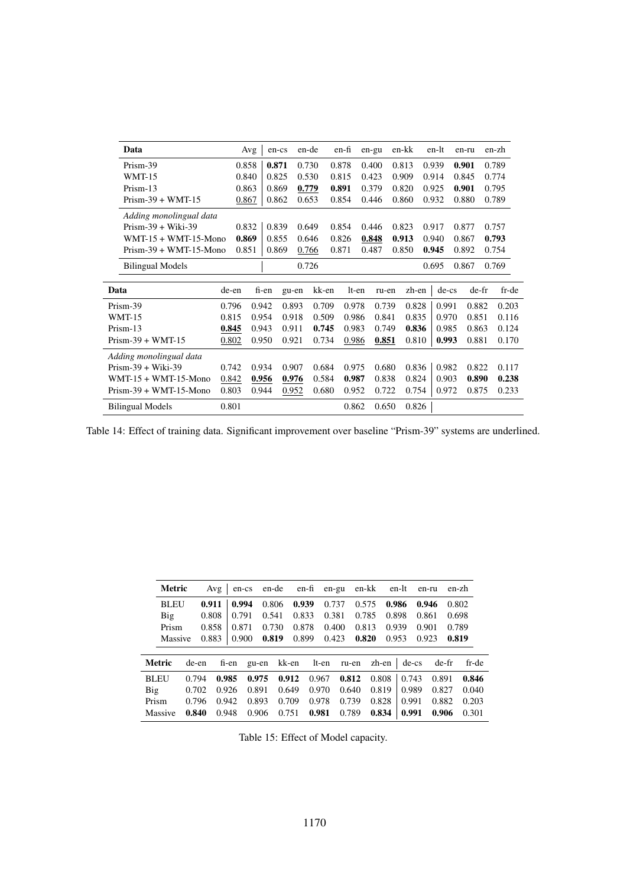| Data | Avg | en-cs | en-de | en-fi | en-gu | en-kk | en-lt | en-ru | en-zh |
|---|---|---|---|---|---|---|---|---|---|
| Prism-39 | 0.858 | **0.871** | 0.730 | 0.878 | 0.400 | 0.813 | 0.939 | **0.901** | 0.789 |
| WMT-15 | 0.840 | 0.825 | 0.530 | 0.815 | 0.423 | 0.909 | 0.914 | 0.845 | 0.774 |
| Prism-13 | 0.863 | 0.869 | **0.779** | **0.891** | 0.379 | 0.820 | 0.925 | **0.901** | 0.795 |
| Prism-39 + WMT-15 | 0.867 | 0.862 | 0.653 | 0.854 | 0.446 | 0.860 | 0.932 | 0.880 | 0.789 |
| *Adding monolingual data* | | | | | | | | | |
| Prism-39 + Wiki-39 | 0.832 | 0.839 | 0.649 | 0.854 | 0.446 | 0.823 | 0.917 | 0.877 | 0.757 |
| WMT-15 + WMT-15-Mono | **0.869** | 0.855 | 0.646 | 0.826 | **0.848** | **0.913** | 0.940 | 0.867 | **0.793** |
| Prism-39 + WMT-15-Mono | 0.851 | 0.869 | 0.766 | 0.871 | 0.487 | 0.850 | **0.945** | 0.892 | 0.754 |
| Bilingual Models | | | 0.726 | | | | 0.695 | 0.867 | 0.769 |

| Data | de-en | fi-en | gu-en | kk-en | lt-en | ru-en | zh-en | de-cs | de-fr | fr-de |
|---|---|---|---|---|---|---|---|---|---|---|
| Prism-39 | 0.796 | 0.942 | 0.893 | 0.709 | 0.978 | 0.739 | 0.828 | 0.991 | 0.882 | 0.203 |
| WMT-15 | 0.815 | 0.954 | 0.918 | 0.509 | 0.986 | 0.841 | 0.835 | 0.970 | 0.851 | 0.116 |
| Prism-13 | **0.845** | 0.943 | 0.911 | **0.745** | 0.983 | 0.749 | **0.836** | 0.985 | 0.863 | 0.124 |
| Prism-39 + WMT-15 | 0.802 | 0.950 | 0.921 | 0.734 | 0.986 | **0.851** | 0.810 | **0.993** | 0.881 | 0.170 |
| *Adding monolingual data* | | | | | | | | | | |
| Prism-39 + Wiki-39 | 0.742 | 0.934 | 0.907 | 0.684 | 0.975 | 0.680 | 0.836 | 0.982 | 0.822 | 0.117 |
| WMT-15 + WMT-15-Mono | 0.842 | **0.956** | **0.976** | 0.584 | **0.987** | 0.838 | 0.824 | 0.903 | **0.890** | **0.238** |
| Prism-39 + WMT-15-Mono | 0.803 | 0.944 | 0.952 | 0.680 | 0.952 | 0.722 | 0.754 | 0.972 | 0.875 | 0.233 |
| Bilingual Models | 0.801 | | | | 0.862 | 0.650 | 0.826 | | | |

Table 14: Effect of training data. Significant improvement over baseline "Prism-39" systems are underlined.

| Metric | Avg | en-cs | en-de | en-fi | en-gu | en-kk | en-lt | en-ru | en-zh |
|---|---|---|---|---|---|---|---|---|---|
| BLEU | **0.911** | **0.994** | 0.806 | **0.939** | 0.737 | 0.575 | **0.986** | **0.946** | 0.802 |
| Big | 0.808 | 0.791 | 0.541 | 0.833 | 0.381 | 0.785 | 0.898 | 0.861 | 0.698 |
| Prism | 0.858 | 0.871 | 0.730 | 0.878 | 0.400 | 0.813 | 0.939 | 0.901 | 0.789 |
| Massive | 0.883 | 0.900 | **0.819** | 0.899 | 0.423 | **0.820** | 0.953 | 0.923 | **0.819** |

| Metric | de-en | fi-en | gu-en | kk-en | lt-en | ru-en | zh-en | de-cs | de-fr | fr-de |
|---|---|---|---|---|---|---|---|---|---|---|
| BLEU | 0.794 | **0.985** | **0.975** | **0.912** | 0.967 | **0.812** | 0.808 | 0.743 | 0.891 | **0.846** |
| Big | 0.702 | 0.926 | 0.891 | 0.649 | 0.970 | 0.640 | 0.819 | 0.989 | 0.827 | 0.040 |
| Prism | 0.796 | 0.942 | 0.893 | 0.709 | 0.978 | 0.739 | 0.828 | 0.991 | 0.882 | 0.203 |
| Massive | **0.840** | 0.948 | 0.906 | 0.751 | **0.981** | 0.789 | **0.834** | **0.991** | **0.906** | 0.301 |

Table 15: Effect of Model capacity.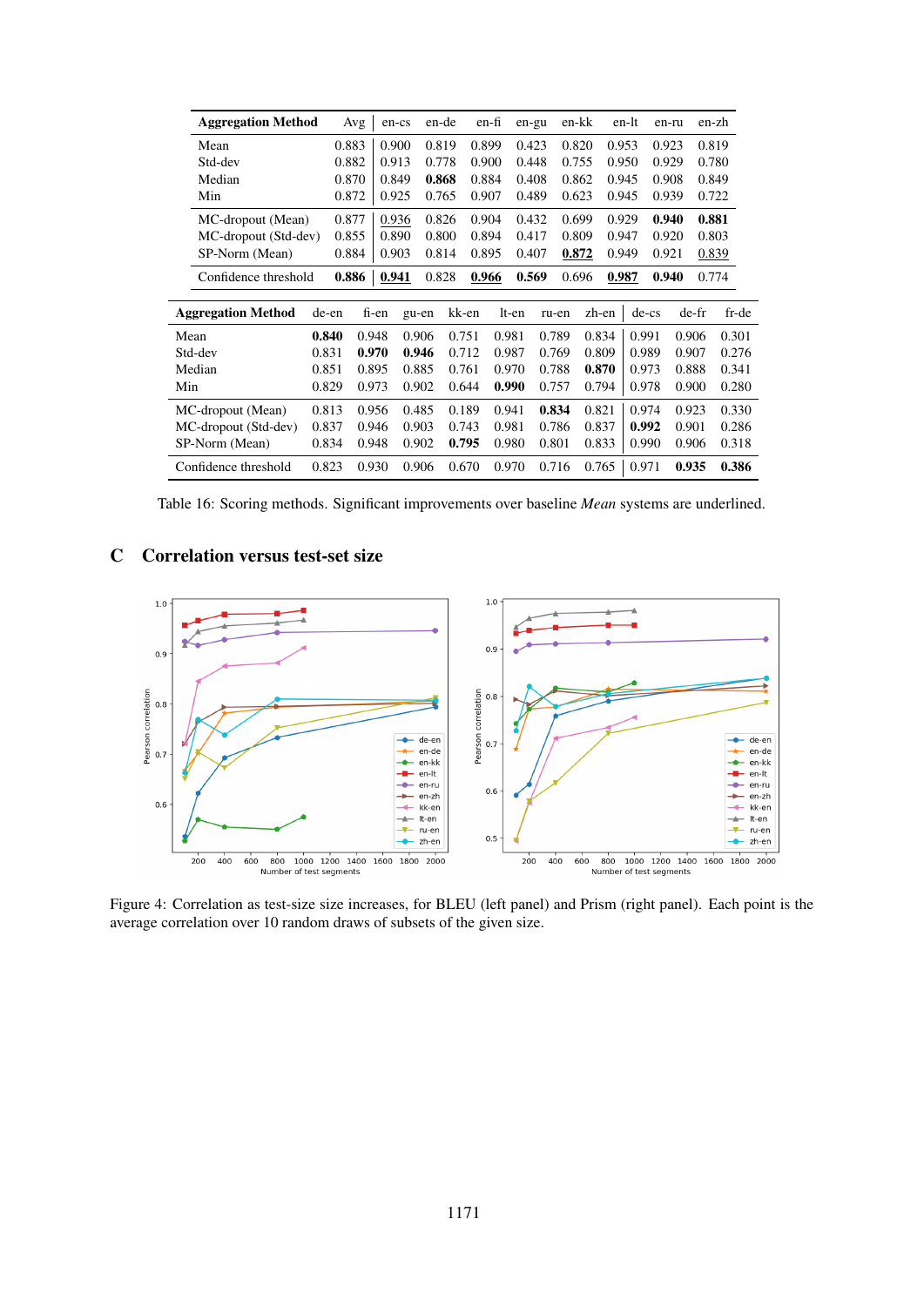| **Aggregation Method** | Avg | en-cs | en-de | en-fi | en-gu | en-kk | en-lt | en-ru | en-zh |
|---|---|---|---|---|---|---|---|---|---|
| Mean | 0.883 | 0.900 | 0.819 | 0.899 | 0.423 | 0.820 | 0.953 | 0.923 | 0.819 |
| Std-dev | 0.882 | 0.913 | 0.778 | 0.900 | 0.448 | 0.755 | 0.950 | 0.929 | 0.780 |
| Median | 0.870 | 0.849 | **0.868** | 0.884 | 0.408 | 0.862 | 0.945 | 0.908 | 0.849 |
| Min | 0.872 | 0.925 | 0.765 | 0.907 | 0.489 | 0.623 | 0.945 | 0.939 | 0.722 |
| MC-dropout (Mean) | 0.877 | 0.936 | 0.826 | 0.904 | 0.432 | 0.699 | 0.929 | **0.940** | **0.881** |
| MC-dropout (Std-dev) | 0.855 | 0.890 | 0.800 | 0.894 | 0.417 | 0.809 | 0.947 | 0.920 | 0.803 |
| SP-Norm (Mean) | 0.884 | 0.903 | 0.814 | 0.895 | 0.407 | **0.872** | 0.949 | 0.921 | 0.839 |
| Confidence threshold | **0.886** | **0.941** | 0.828 | **0.966** | **0.569** | 0.696 | **0.987** | **0.940** | 0.774 |

| **Aggregation Method** | de-en | fi-en | gu-en | kk-en | lt-en | ru-en | zh-en | de-cs | de-fr | fr-de |
|---|---|---|---|---|---|---|---|---|---|---|
| Mean | **0.840** | 0.948 | 0.906 | 0.751 | 0.981 | 0.789 | 0.834 | 0.991 | 0.906 | 0.301 |
| Std-dev | 0.831 | **0.970** | **0.946** | 0.712 | 0.987 | 0.769 | 0.809 | 0.989 | 0.907 | 0.276 |
| Median | 0.851 | 0.895 | 0.885 | 0.761 | 0.970 | 0.788 | **0.870** | 0.973 | 0.888 | 0.341 |
| Min | 0.829 | 0.973 | 0.902 | 0.644 | **0.990** | 0.757 | 0.794 | 0.978 | 0.900 | 0.280 |
| MC-dropout (Mean) | 0.813 | 0.956 | 0.485 | 0.189 | 0.941 | **0.834** | 0.821 | 0.974 | 0.923 | 0.330 |
| MC-dropout (Std-dev) | 0.837 | 0.946 | 0.903 | 0.743 | 0.981 | 0.786 | 0.837 | **0.992** | 0.901 | 0.286 |
| SP-Norm (Mean) | 0.834 | 0.948 | 0.902 | **0.795** | 0.980 | 0.801 | 0.833 | 0.990 | 0.906 | 0.318 |
| Confidence threshold | 0.823 | 0.930 | 0.906 | 0.670 | 0.970 | 0.716 | 0.765 | 0.971 | **0.935** | **0.386** |

Table 16: Scoring methods. Significant improvements over baseline *Mean* systems are underlined.

## C Correlation versus test-set size

Pearson correlation
Number of test segments
de-en, en-de, en-kk, en-lt, en-ru, en-zh, kk-en, lt-en, ru-en, zh-en

Figure 4: Correlation as test-size size increases, for BLEU (left panel) and Prism (right panel). Each point is the average correlation over 10 random draws of subsets of the given size.